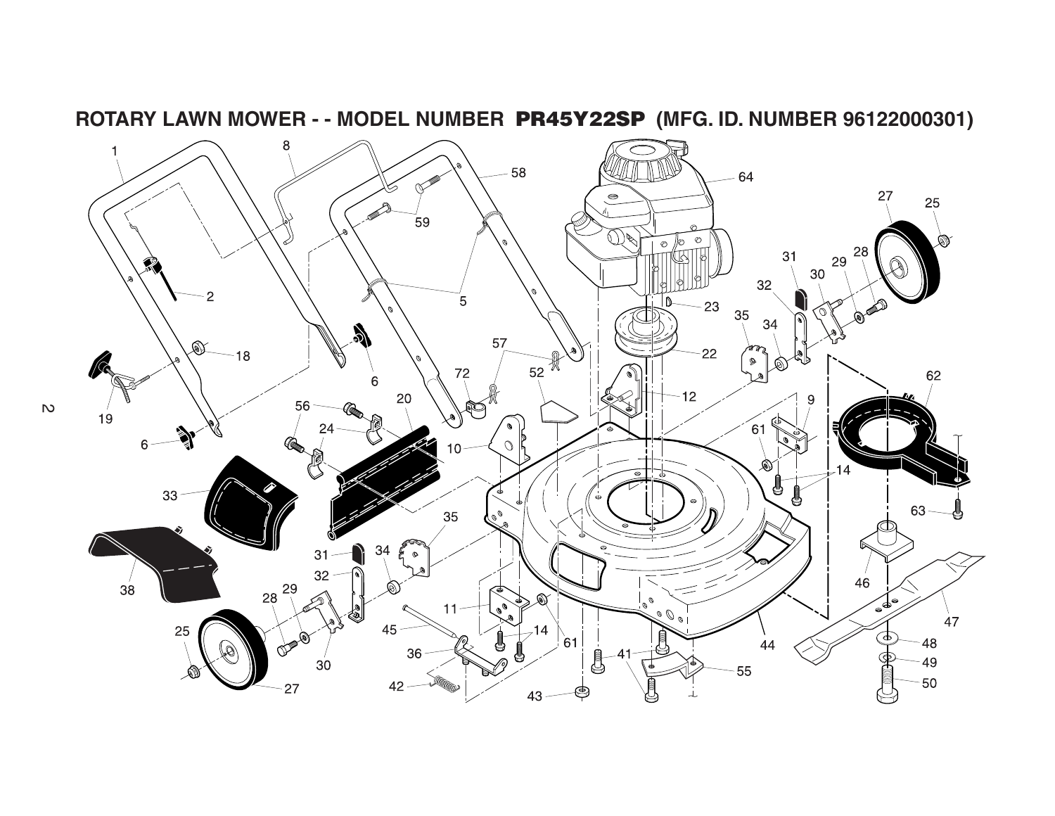# ROTARY LAWN MOWER - - MODEL NUMBER PR45Y22SP (MFG. ID. NUMBER 96122000301)

1
8
58
64
27
25
59
2
31
28
5
30
29
32
23
18
35
34
57
22
52
72
6
62
19
12
9
56
20
61
24
6
10
14
63
33
35
31
34
46
32
29
28
11
47
45
14
38
25
61
44
48
36
41
49
30
50
55
27
42
43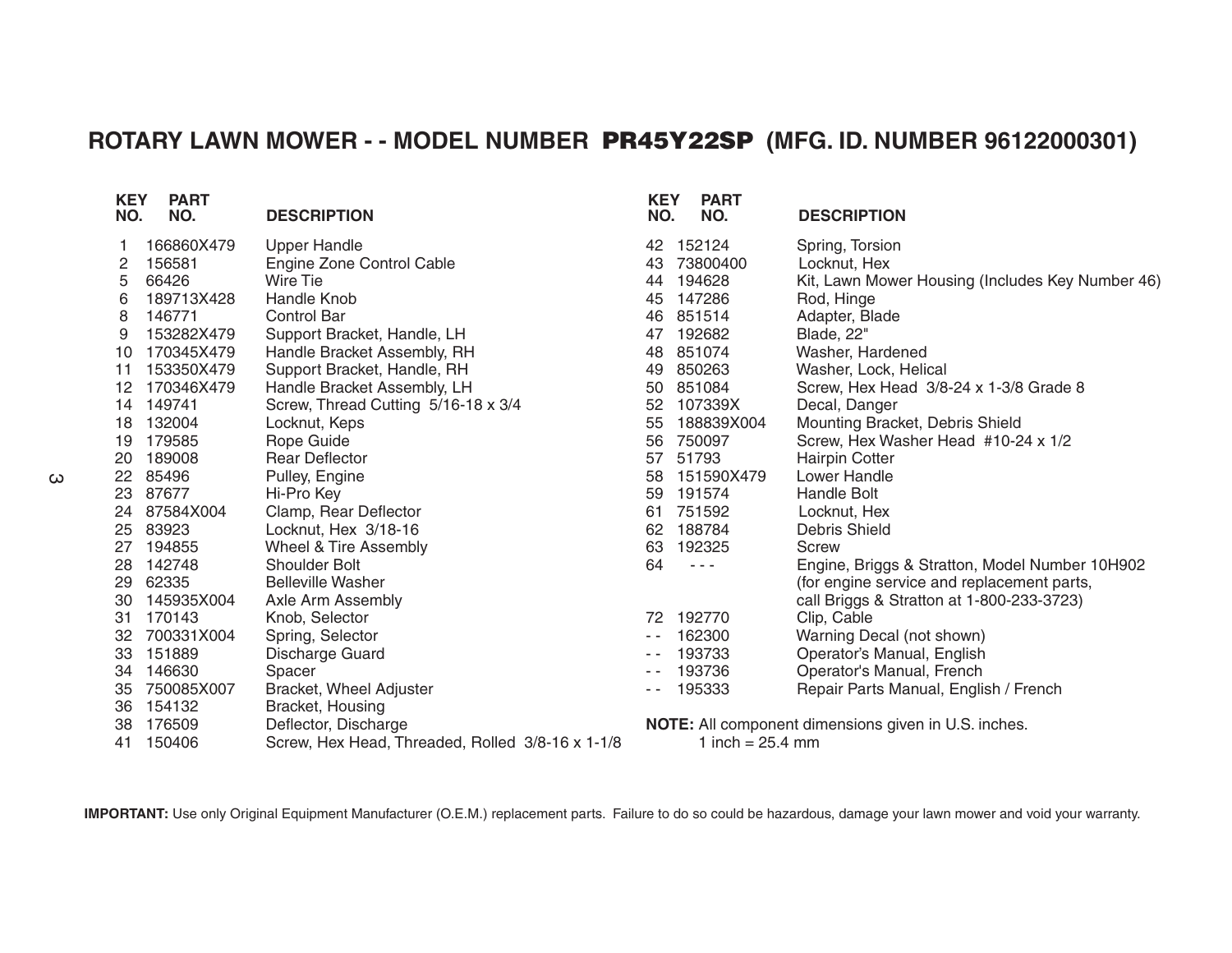# ROTARY LAWN MOWER - - MODEL NUMBER **PR45Y22SP** (MFG. ID. NUMBER 96122000301)

| KEY NO. | PART NO. | DESCRIPTION |
|---|---|---|
| 1 | 166860X479 | Upper Handle |
| 2 | 156581 | Engine Zone Control Cable |
| 5 | 66426 | Wire Tie |
| 6 | 189713X428 | Handle Knob |
| 8 | 146771 | Control Bar |
| 9 | 153282X479 | Support Bracket, Handle, LH |
| 10 | 170345X479 | Handle Bracket Assembly, RH |
| 11 | 153350X479 | Support Bracket, Handle, RH |
| 12 | 170346X479 | Handle Bracket Assembly, LH |
| 14 | 149741 | Screw, Thread Cutting 5/16-18 x 3/4 |
| 18 | 132004 | Locknut, Keps |
| 19 | 179585 | Rope Guide |
| 20 | 189008 | Rear Deflector |
| 22 | 85496 | Pulley, Engine |
| 23 | 87677 | Hi-Pro Key |
| 24 | 87584X004 | Clamp, Rear Deflector |
| 25 | 83923 | Locknut, Hex 3/18-16 |
| 27 | 194855 | Wheel & Tire Assembly |
| 28 | 142748 | Shoulder Bolt |
| 29 | 62335 | Belleville Washer |
| 30 | 145935X004 | Axle Arm Assembly |
| 31 | 170143 | Knob, Selector |
| 32 | 700331X004 | Spring, Selector |
| 33 | 151889 | Discharge Guard |
| 34 | 146630 | Spacer |
| 35 | 750085X007 | Bracket, Wheel Adjuster |
| 36 | 154132 | Bracket, Housing |
| 38 | 176509 | Deflector, Discharge |
| 41 | 150406 | Screw, Hex Head, Threaded, Rolled 3/8-16 x 1-1/8 |
| 42 | 152124 | Spring, Torsion |
| 43 | 73800400 | Locknut, Hex |
| 44 | 194628 | Kit, Lawn Mower Housing (Includes Key Number 46) |
| 45 | 147286 | Rod, Hinge |
| 46 | 851514 | Adapter, Blade |
| 47 | 192682 | Blade, 22" |
| 48 | 851074 | Washer, Hardened |
| 49 | 850263 | Washer, Lock, Helical |
| 50 | 851084 | Screw, Hex Head 3/8-24 x 1-3/8 Grade 8 |
| 52 | 107339X | Decal, Danger |
| 55 | 188839X004 | Mounting Bracket, Debris Shield |
| 56 | 750097 | Screw, Hex Washer Head #10-24 x 1/2 |
| 57 | 51793 | Hairpin Cotter |
| 58 | 151590X479 | Lower Handle |
| 59 | 191574 | Handle Bolt |
| 61 | 751592 | Locknut, Hex |
| 62 | 188784 | Debris Shield |
| 63 | 192325 | Screw |
| 64 | - - - | Engine, Briggs & Stratton, Model Number 10H902 (for engine service and replacement parts, call Briggs & Stratton at 1-800-233-3723) |
| 72 | 192770 | Clip, Cable |
| - - | 162300 | Warning Decal (not shown) |
| - - | 193733 | Operator's Manual, English |
| - - | 193736 | Operator's Manual, French |
| - - | 195333 | Repair Parts Manual, English / French |

**NOTE:** All component dimensions given in U.S. inches.
1 inch = 25.4 mm

**IMPORTANT:** Use only Original Equipment Manufacturer (O.E.M.) replacement parts. Failure to do so could be hazardous, damage your lawn mower and void your warranty.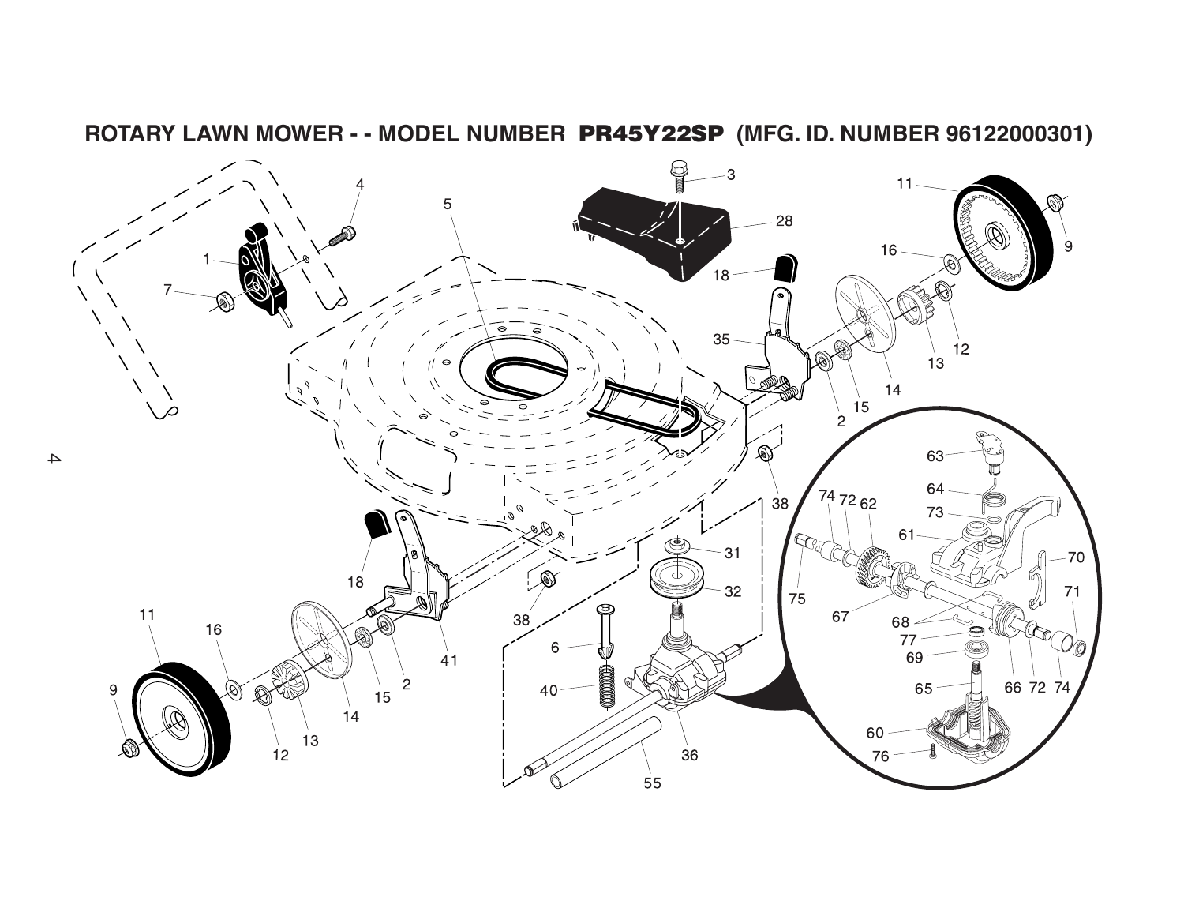# ROTARY LAWN MOWER - - MODEL NUMBER PR45Y22SP (MFG. ID. NUMBER 96122000301)

1
2
3
4
5
6
7
9
11
12
13
14
15
16
18
28
31
32
35
36
38
40
41
55
60
61
62
63
64
65
66
67
68
69
70
71
72
73
74
75
76
77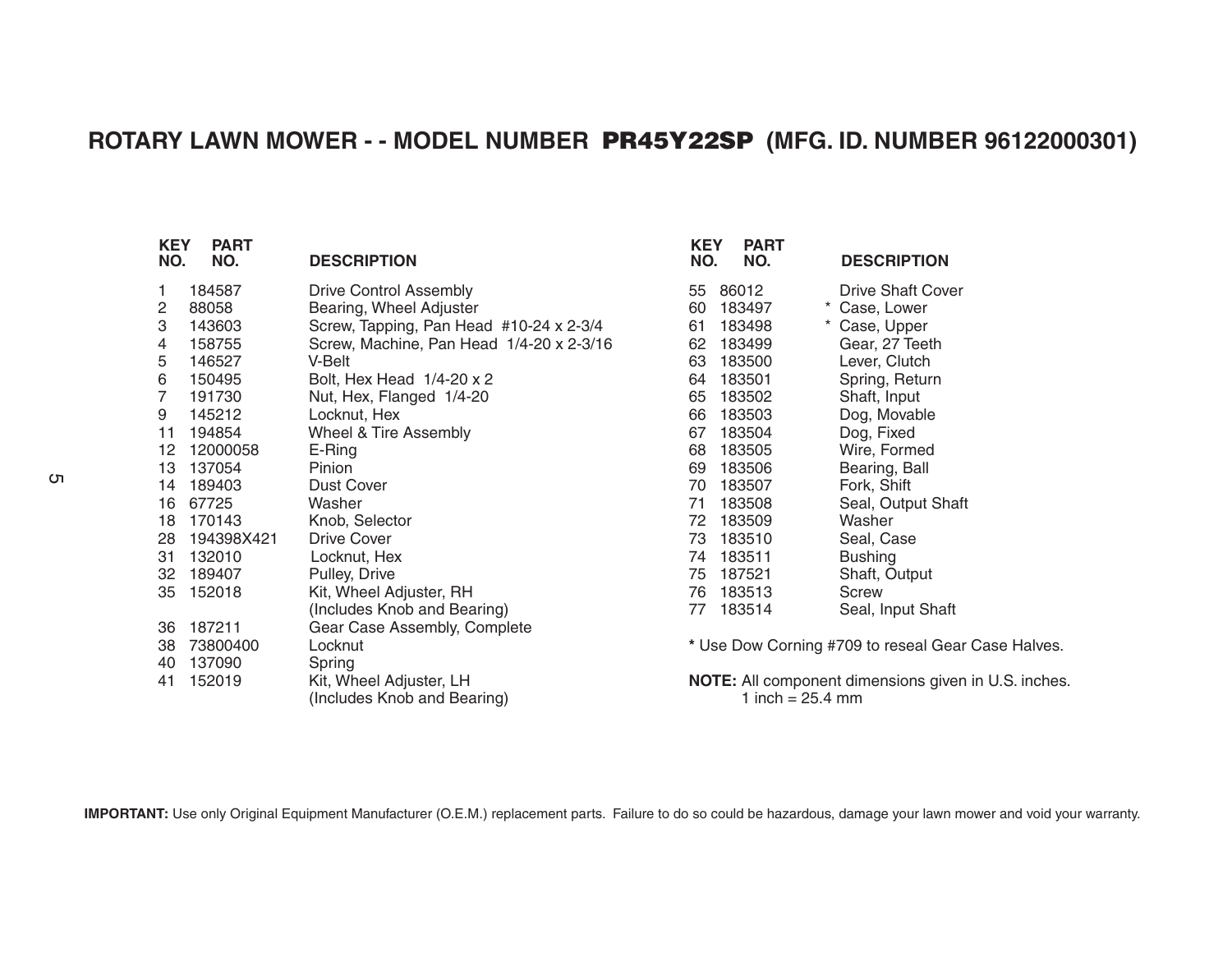# ROTARY LAWN MOWER - - MODEL NUMBER PR45Y22SP (MFG. ID. NUMBER 96122000301)

| KEY NO. | PART NO. | DESCRIPTION |
|---|---|---|
| 1 | 184587 | Drive Control Assembly |
| 2 | 88058 | Bearing, Wheel Adjuster |
| 3 | 143603 | Screw, Tapping, Pan Head #10-24 x 2-3/4 |
| 4 | 158755 | Screw, Machine, Pan Head 1/4-20 x 2-3/16 |
| 5 | 146527 | V-Belt |
| 6 | 150495 | Bolt, Hex Head 1/4-20 x 2 |
| 7 | 191730 | Nut, Hex, Flanged 1/4-20 |
| 9 | 145212 | Locknut, Hex |
| 11 | 194854 | Wheel & Tire Assembly |
| 12 | 12000058 | E-Ring |
| 13 | 137054 | Pinion |
| 14 | 189403 | Dust Cover |
| 16 | 67725 | Washer |
| 18 | 170143 | Knob, Selector |
| 28 | 194398X421 | Drive Cover |
| 31 | 132010 | Locknut, Hex |
| 32 | 189407 | Pulley, Drive |
| 35 | 152018 | Kit, Wheel Adjuster, RH (Includes Knob and Bearing) |
| 36 | 187211 | Gear Case Assembly, Complete |
| 38 | 73800400 | Locknut |
| 40 | 137090 | Spring |
| 41 | 152019 | Kit, Wheel Adjuster, LH (Includes Knob and Bearing) |
| 55 | 86012 | Drive Shaft Cover |
| 60 | 183497 | * Case, Lower |
| 61 | 183498 | * Case, Upper |
| 62 | 183499 | Gear, 27 Teeth |
| 63 | 183500 | Lever, Clutch |
| 64 | 183501 | Spring, Return |
| 65 | 183502 | Shaft, Input |
| 66 | 183503 | Dog, Movable |
| 67 | 183504 | Dog, Fixed |
| 68 | 183505 | Wire, Formed |
| 69 | 183506 | Bearing, Ball |
| 70 | 183507 | Fork, Shift |
| 71 | 183508 | Seal, Output Shaft |
| 72 | 183509 | Washer |
| 73 | 183510 | Seal, Case |
| 74 | 183511 | Bushing |
| 75 | 187521 | Shaft, Output |
| 76 | 183513 | Screw |
| 77 | 183514 | Seal, Input Shaft |

**\*** Use Dow Corning #709 to reseal Gear Case Halves.

**NOTE:** All component dimensions given in U.S. inches.
1 inch = 25.4 mm

**IMPORTANT:** Use only Original Equipment Manufacturer (O.E.M.) replacement parts. Failure to do so could be hazardous, damage your lawn mower and void your warranty.